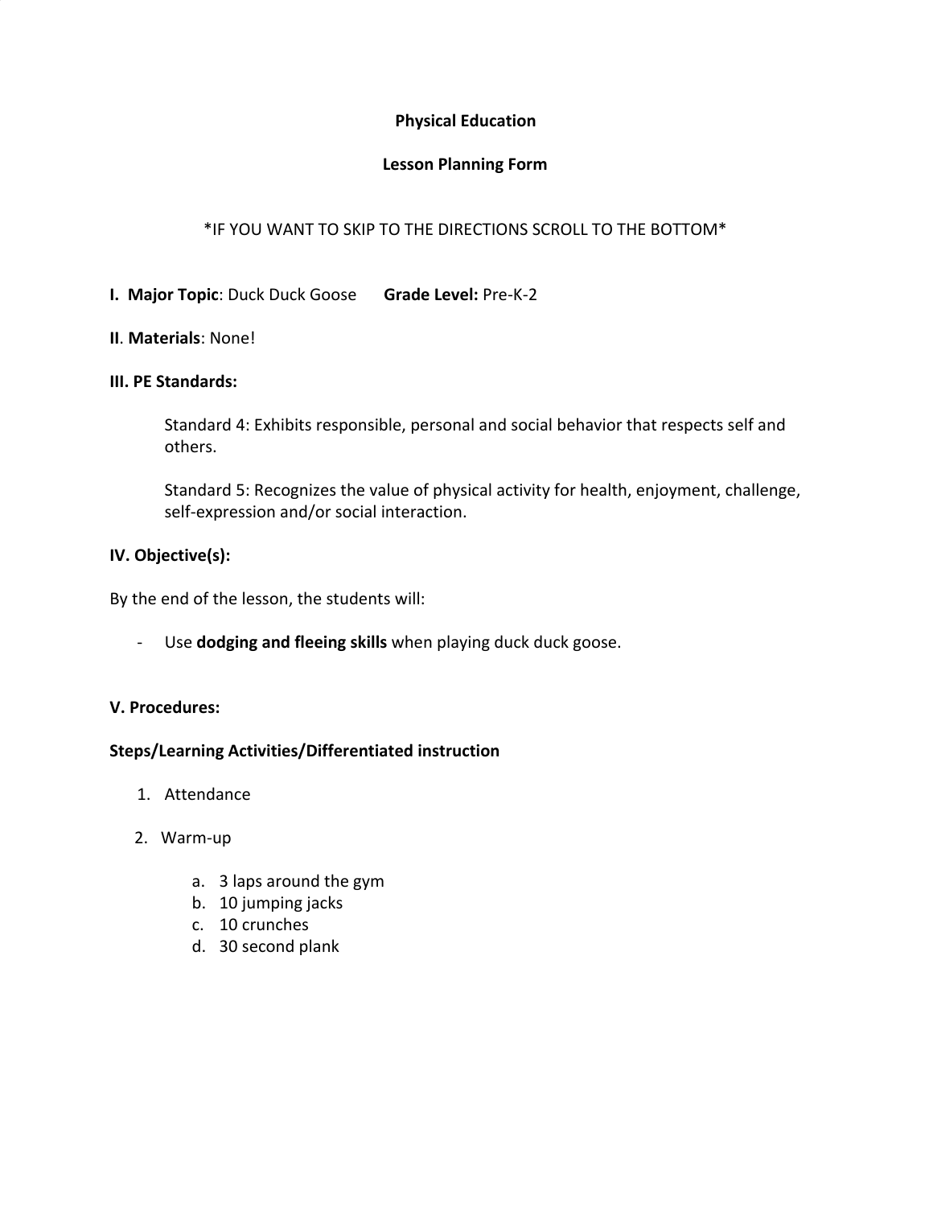**Physical Education**

**Lesson Planning Form**

*IF YOU WANT TO SKIP TO THE DIRECTIONS SCROLL TO THE BOTTOM*

**I. Major Topic**: Duck Duck Goose **Grade Level:** Pre-K-2

**II**. **Materials**: None!

**III. PE Standards:**

> Standard 4: Exhibits responsible, personal and social behavior that respects self and others.
>
> Standard 5: Recognizes the value of physical activity for health, enjoyment, challenge, self-expression and/or social interaction.

**IV. Objective(s):**

By the end of the lesson, the students will:

- Use **dodging and fleeing skills** when playing duck duck goose.

**V. Procedures:**

**Steps/Learning Activities/Differentiated instruction**

1. Attendance
2. Warm-up
   a. 3 laps around the gym
   b. 10 jumping jacks
   c. 10 crunches
   d. 30 second plank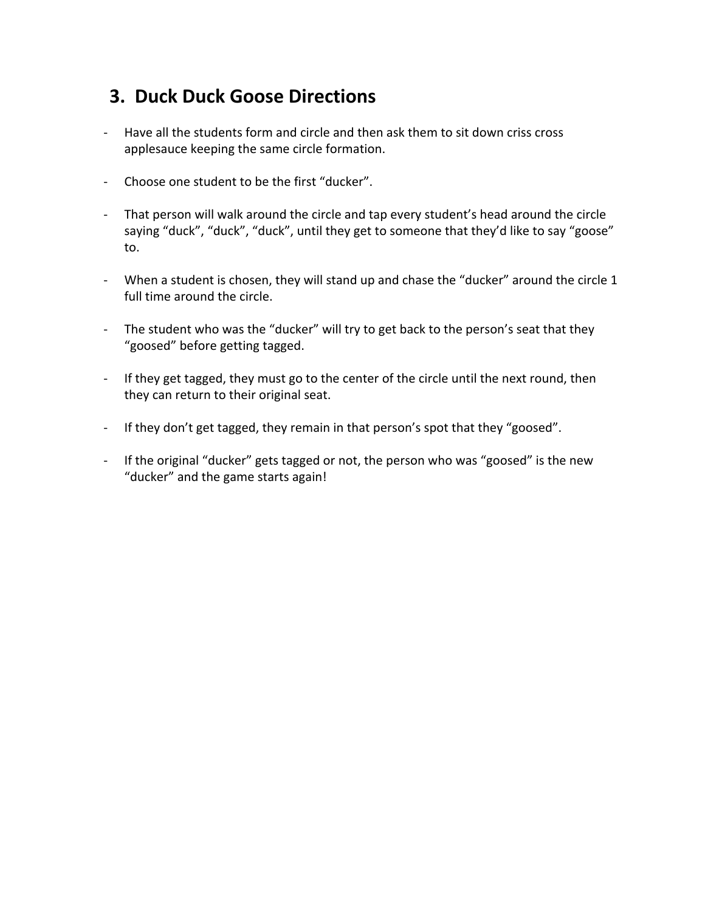## 3. Duck Duck Goose Directions

- Have all the students form and circle and then ask them to sit down criss cross applesauce keeping the same circle formation.
- Choose one student to be the first “ducker”.
- That person will walk around the circle and tap every student’s head around the circle saying “duck”, “duck”, “duck”, until they get to someone that they’d like to say “goose” to.
- When a student is chosen, they will stand up and chase the “ducker” around the circle 1 full time around the circle.
- The student who was the “ducker” will try to get back to the person’s seat that they “goosed” before getting tagged.
- If they get tagged, they must go to the center of the circle until the next round, then they can return to their original seat.
- If they don’t get tagged, they remain in that person’s spot that they “goosed”.
- If the original “ducker” gets tagged or not, the person who was “goosed” is the new “ducker” and the game starts again!